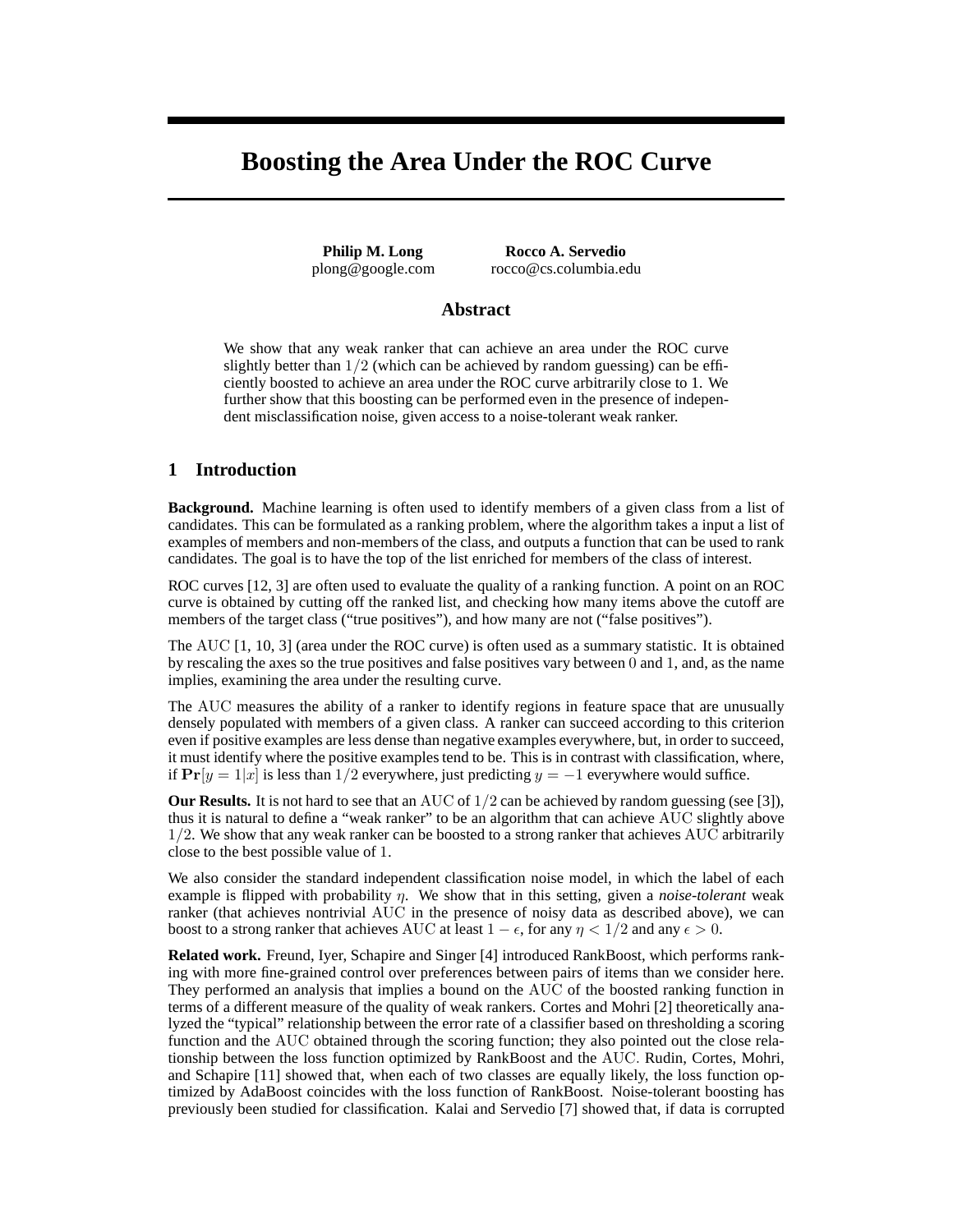# Boosting the Area Under the ROC Curve

**Philip M. Long**
plong@google.com

**Rocco A. Servedio**
rocco@cs.columbia.edu

## Abstract

We show that any weak ranker that can achieve an area under the ROC curve slightly better than $1/2$ (which can be achieved by random guessing) can be efficiently boosted to achieve an area under the ROC curve arbitrarily close to 1. We further show that this boosting can be performed even in the presence of independent misclassification noise, given access to a noise-tolerant weak ranker.

## 1 Introduction

**Background.** Machine learning is often used to identify members of a given class from a list of candidates. This can be formulated as a ranking problem, where the algorithm takes a input a list of examples of members and non-members of the class, and outputs a function that can be used to rank candidates. The goal is to have the top of the list enriched for members of the class of interest.

ROC curves [12, 3] are often used to evaluate the quality of a ranking function. A point on an ROC curve is obtained by cutting off the ranked list, and checking how many items above the cutoff are members of the target class ("true positives"), and how many are not ("false positives").

The $\mathrm{AUC}$ [1, 10, 3] (area under the ROC curve) is often used as a summary statistic. It is obtained by rescaling the axes so the true positives and false positives vary between 0 and 1, and, as the name implies, examining the area under the resulting curve.

The $\mathrm{AUC}$ measures the ability of a ranker to identify regions in feature space that are unusually densely populated with members of a given class. A ranker can succeed according to this criterion even if positive examples are less dense than negative examples everywhere, but, in order to succeed, it must identify where the positive examples tend to be. This is in contrast with classification, where, if $\mathbf{Pr}[y = 1|x]$ is less than $1/2$ everywhere, just predicting $y = -1$ everywhere would suffice.

**Our Results.** It is not hard to see that an $\mathrm{AUC}$ of $1/2$ can be achieved by random guessing (see [3]), thus it is natural to define a "weak ranker" to be an algorithm that can achieve $\mathrm{AUC}$ slightly above $1/2$. We show that any weak ranker can be boosted to a strong ranker that achieves $\mathrm{AUC}$ arbitrarily close to the best possible value of 1.

We also consider the standard independent classification noise model, in which the label of each example is flipped with probability $\eta$. We show that in this setting, given a *noise-tolerant* weak ranker (that achieves nontrivial $\mathrm{AUC}$ in the presence of noisy data as described above), we can boost to a strong ranker that achieves $\mathrm{AUC}$ at least $1 - \epsilon$, for any $\eta < 1/2$ and any $\epsilon > 0$.

**Related work.** Freund, Iyer, Schapire and Singer [4] introduced RankBoost, which performs ranking with more fine-grained control over preferences between pairs of items than we consider here. They performed an analysis that implies a bound on the $\mathrm{AUC}$ of the boosted ranking function in terms of a different measure of the quality of weak rankers. Cortes and Mohri [2] theoretically analyzed the "typical" relationship between the error rate of a classifier based on thresholding a scoring function and the $\mathrm{AUC}$ obtained through the scoring function; they also pointed out the close relationship between the loss function optimized by RankBoost and the $\mathrm{AUC}$. Rudin, Cortes, Mohri, and Schapire [11] showed that, when each of two classes are equally likely, the loss function optimized by AdaBoost coincides with the loss function of RankBoost. Noise-tolerant boosting has previously been studied for classification. Kalai and Servedio [7] showed that, if data is corrupted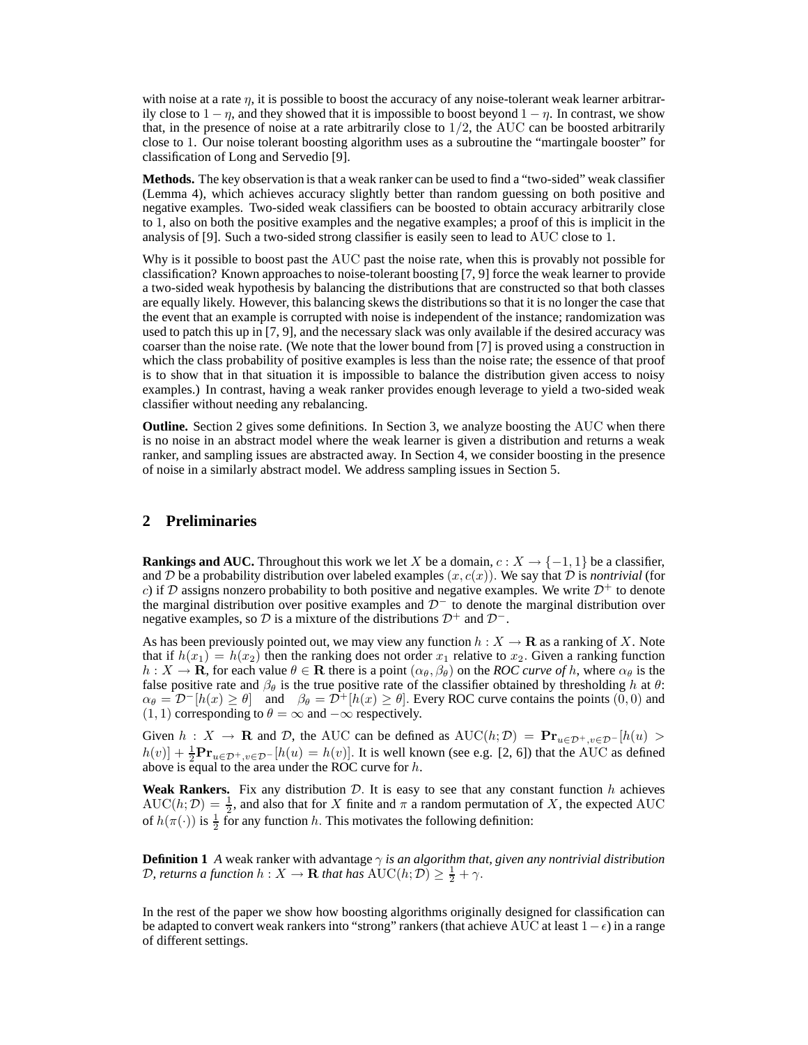with noise at a rate $\eta$, it is possible to boost the accuracy of any noise-tolerant weak learner arbitrarily close to $1 - \eta$, and they showed that it is impossible to boost beyond $1 - \eta$. In contrast, we show that, in the presence of noise at a rate arbitrarily close to $1/2$, the AUC can be boosted arbitrarily close to 1. Our noise tolerant boosting algorithm uses as a subroutine the "martingale booster" for classification of Long and Servedio [9].

**Methods.** The key observation is that a weak ranker can be used to find a "two-sided" weak classifier (Lemma 4), which achieves accuracy slightly better than random guessing on both positive and negative examples. Two-sided weak classifiers can be boosted to obtain accuracy arbitrarily close to 1, also on both the positive examples and the negative examples; a proof of this is implicit in the analysis of [9]. Such a two-sided strong classifier is easily seen to lead to AUC close to 1.

Why is it possible to boost past the AUC past the noise rate, when this is provably not possible for classification? Known approaches to noise-tolerant boosting [7, 9] force the weak learner to provide a two-sided weak hypothesis by balancing the distributions that are constructed so that both classes are equally likely. However, this balancing skews the distributions so that it is no longer the case that the event that an example is corrupted with noise is independent of the instance; randomization was used to patch this up in [7, 9], and the necessary slack was only available if the desired accuracy was coarser than the noise rate. (We note that the lower bound from [7] is proved using a construction in which the class probability of positive examples is less than the noise rate; the essence of that proof is to show that in that situation it is impossible to balance the distribution given access to noisy examples.) In contrast, having a weak ranker provides enough leverage to yield a two-sided weak classifier without needing any rebalancing.

**Outline.** Section 2 gives some definitions. In Section 3, we analyze boosting the AUC when there is no noise in an abstract model where the weak learner is given a distribution and returns a weak ranker, and sampling issues are abstracted away. In Section 4, we consider boosting in the presence of noise in a similarly abstract model. We address sampling issues in Section 5.

## 2 Preliminaries

**Rankings and AUC.** Throughout this work we let $X$ be a domain, $c : X \to \{-1, 1\}$ be a classifier, and $\mathcal{D}$ be a probability distribution over labeled examples $(x, c(x))$. We say that $\mathcal{D}$ is *nontrivial* (for $c$) if $\mathcal{D}$ assigns nonzero probability to both positive and negative examples. We write $\mathcal{D}^+$ to denote the marginal distribution over positive examples and $\mathcal{D}^-$ to denote the marginal distribution over negative examples, so $\mathcal{D}$ is a mixture of the distributions $\mathcal{D}^+$ and $\mathcal{D}^-$.

As has been previously pointed out, we may view any function $h : X \to \mathbf{R}$ as a ranking of $X$. Note that if $h(x_1) = h(x_2)$ then the ranking does not order $x_1$ relative to $x_2$. Given a ranking function $h : X \to \mathbf{R}$, for each value $\theta \in \mathbf{R}$ there is a point $(\alpha_\theta, \beta_\theta)$ on the *ROC curve of* $h$, where $\alpha_\theta$ is the false positive rate and $\beta_\theta$ is the true positive rate of the classifier obtained by thresholding $h$ at $\theta$: $\alpha_\theta = \mathcal{D}^-[h(x) \geq \theta]$ and $\beta_\theta = \mathcal{D}^+[h(x) \geq \theta]$. Every ROC curve contains the points $(0, 0)$ and $(1, 1)$ corresponding to $\theta = \infty$ and $-\infty$ respectively.

Given $h : X \to \mathbf{R}$ and $\mathcal{D}$, the AUC can be defined as $\mathrm{AUC}(h; \mathcal{D}) = \mathbf{Pr}_{u \in \mathcal{D}^+, v \in \mathcal{D}^-}[h(u) > h(v)] + \frac{1}{2}\mathbf{Pr}_{u \in \mathcal{D}^+, v \in \mathcal{D}^-}[h(u) = h(v)]$. It is well known (see e.g. [2, 6]) that the AUC as defined above is equal to the area under the ROC curve for $h$.

**Weak Rankers.** Fix any distribution $\mathcal{D}$. It is easy to see that any constant function $h$ achieves $\mathrm{AUC}(h; \mathcal{D}) = \frac{1}{2}$, and also that for $X$ finite and $\pi$ a random permutation of $X$, the expected AUC of $h(\pi(\cdot))$ is $\frac{1}{2}$ for any function $h$. This motivates the following definition:

**Definition 1** *A weak ranker with advantage $\gamma$ is an algorithm that, given any nontrivial distribution $\mathcal{D}$, returns a function $h : X \to \mathbf{R}$ that has $\mathrm{AUC}(h; \mathcal{D}) \geq \frac{1}{2} + \gamma$.*

In the rest of the paper we show how boosting algorithms originally designed for classification can be adapted to convert weak rankers into "strong" rankers (that achieve AUC at least $1 - \epsilon$) in a range of different settings.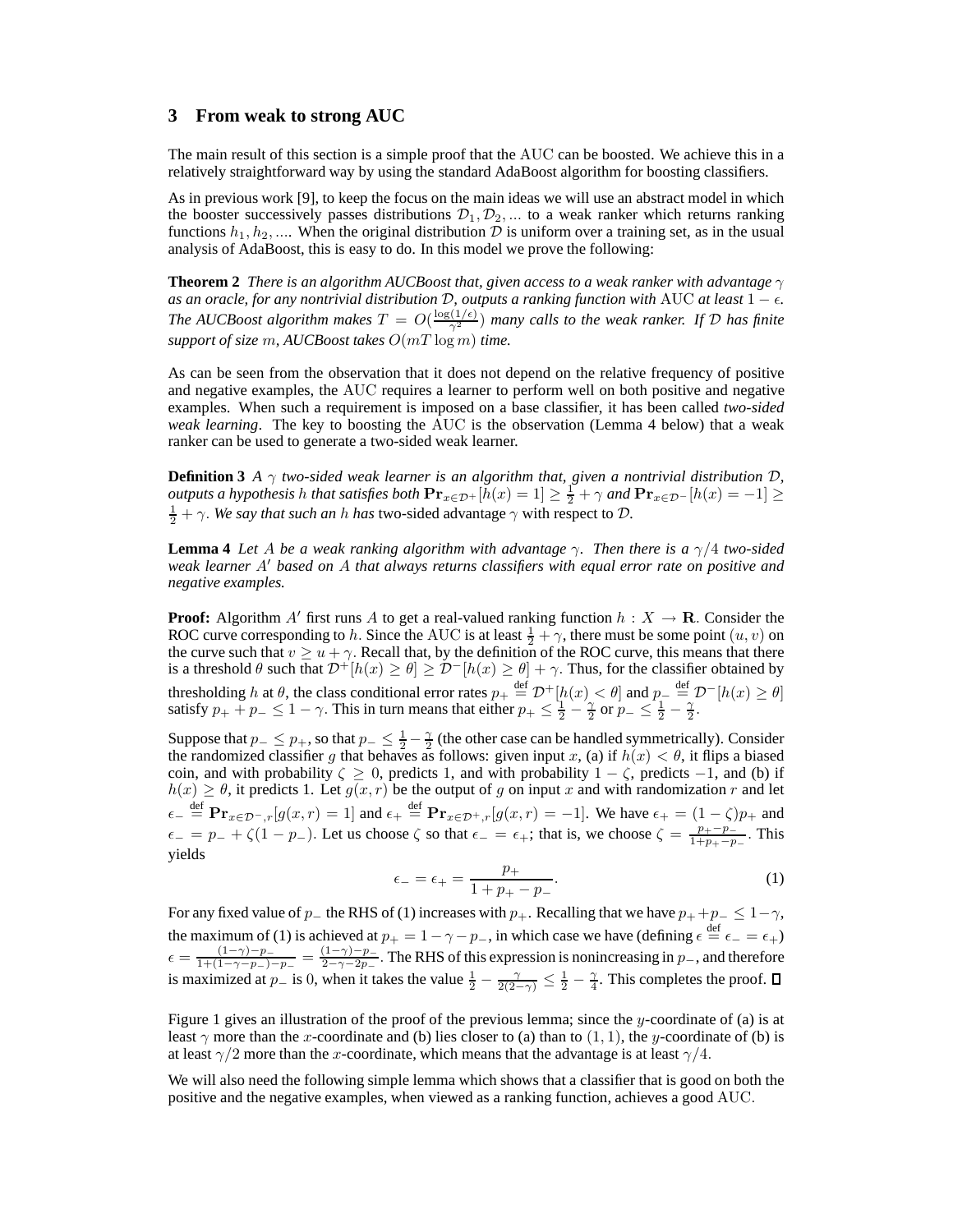## 3 From weak to strong AUC

The main result of this section is a simple proof that the AUC can be boosted. We achieve this in a relatively straightforward way by using the standard AdaBoost algorithm for boosting classifiers.

As in previous work [9], to keep the focus on the main ideas we will use an abstract model in which the booster successively passes distributions $\mathcal{D}_1, \mathcal{D}_2, \ldots$ to a weak ranker which returns ranking functions $h_1, h_2, \ldots$. When the original distribution $\mathcal{D}$ is uniform over a training set, as in the usual analysis of AdaBoost, this is easy to do. In this model we prove the following:

**Theorem 2** *There is an algorithm AUCBoost that, given access to a weak ranker with advantage $\gamma$ as an oracle, for any nontrivial distribution $\mathcal{D}$, outputs a ranking function with AUC at least $1-\epsilon$. The AUCBoost algorithm makes $T = O(\frac{\log(1/\epsilon)}{\gamma^2})$ many calls to the weak ranker. If $\mathcal{D}$ has finite support of size $m$, AUCBoost takes $O(mT \log m)$ time.*

As can be seen from the observation that it does not depend on the relative frequency of positive and negative examples, the AUC requires a learner to perform well on both positive and negative examples. When such a requirement is imposed on a base classifier, it has been called *two-sided weak learning*. The key to boosting the AUC is the observation (Lemma 4 below) that a weak ranker can be used to generate a two-sided weak learner.

**Definition 3** *A $\gamma$ two-sided weak learner is an algorithm that, given a nontrivial distribution $\mathcal{D}$, outputs a hypothesis $h$ that satisfies both $\mathbf{Pr}_{x \in \mathcal{D}^+}[h(x) = 1] \geq \frac{1}{2} + \gamma$ and $\mathbf{Pr}_{x \in \mathcal{D}^-}[h(x) = -1] \geq \frac{1}{2} + \gamma$. We say that such an $h$ has* two-sided advantage $\gamma$ *with respect to $\mathcal{D}$.*

**Lemma 4** *Let $A$ be a weak ranking algorithm with advantage $\gamma$. Then there is a $\gamma/4$ two-sided weak learner $A'$ based on $A$ that always returns classifiers with equal error rate on positive and negative examples.*

**Proof:** Algorithm $A'$ first runs $A$ to get a real-valued ranking function $h : X \to \mathbf{R}$. Consider the ROC curve corresponding to $h$. Since the AUC is at least $\frac{1}{2} + \gamma$, there must be some point $(u, v)$ on the curve such that $v \geq u + \gamma$. Recall that, by the definition of the ROC curve, this means that there is a threshold $\theta$ such that $\mathcal{D}^+[h(x) \geq \theta] \geq \mathcal{D}^-[h(x) \geq \theta] + \gamma$. Thus, for the classifier obtained by thresholding $h$ at $\theta$, the class conditional error rates $p_+ \stackrel{\text{def}}{=} \mathcal{D}^+[h(x) < \theta]$ and $p_- \stackrel{\text{def}}{=} \mathcal{D}^-[h(x) \geq \theta]$ satisfy $p_+ + p_- \leq 1 - \gamma$. This in turn means that either $p_+ \leq \frac{1}{2} - \frac{\gamma}{2}$ or $p_- \leq \frac{1}{2} - \frac{\gamma}{2}$.

Suppose that $p_- \leq p_+$, so that $p_- \leq \frac{1}{2} - \frac{\gamma}{2}$ (the other case can be handled symmetrically). Consider the randomized classifier $g$ that behaves as follows: given input $x$, (a) if $h(x) < \theta$, it flips a biased coin, and with probability $\zeta \geq 0$, predicts 1, and with probability $1 - \zeta$, predicts $-1$, and (b) if $h(x) \geq \theta$, it predicts 1. Let $g(x, r)$ be the output of $g$ on input $x$ and with randomization $r$ and let $\epsilon_- \stackrel{\text{def}}{=} \mathbf{Pr}_{x \in \mathcal{D}^-, r}[g(x, r) = 1]$ and $\epsilon_+ \stackrel{\text{def}}{=} \mathbf{Pr}_{x \in \mathcal{D}^+, r}[g(x, r) = -1]$. We have $\epsilon_+ = (1 - \zeta)p_+$ and $\epsilon_- = p_- + \zeta(1 - p_-)$. Let us choose $\zeta$ so that $\epsilon_- = \epsilon_+$; that is, we choose $\zeta = \frac{p_+ - p_-}{1 + p_+ - p_-}$. This yields

$$\epsilon_- = \epsilon_+ = \frac{p_+}{1 + p_+ - p_-}. \tag{1}$$

For any fixed value of $p_-$ the RHS of (1) increases with $p_+$. Recalling that we have $p_+ + p_- \leq 1 - \gamma$, the maximum of (1) is achieved at $p_+ = 1 - \gamma - p_-$, in which case we have (defining $\epsilon \stackrel{\text{def}}{=} \epsilon_- = \epsilon_+$) $\epsilon = \frac{(1-\gamma) - p_-}{1 + (1 - \gamma - p_-) - p_-} = \frac{(1-\gamma) - p_-}{2 - \gamma - 2p_-}$. The RHS of this expression is nonincreasing in $p_-$, and therefore is maximized at $p_-$ is 0, when it takes the value $\frac{1}{2} - \frac{\gamma}{2(2-\gamma)} \leq \frac{1}{2} - \frac{\gamma}{4}$. This completes the proof. $\square$

Figure 1 gives an illustration of the proof of the previous lemma; since the $y$-coordinate of (a) is at least $\gamma$ more than the $x$-coordinate and (b) lies closer to (a) than to $(1, 1)$, the $y$-coordinate of (b) is at least $\gamma/2$ more than the $x$-coordinate, which means that the advantage is at least $\gamma/4$.

We will also need the following simple lemma which shows that a classifier that is good on both the positive and the negative examples, when viewed as a ranking function, achieves a good AUC.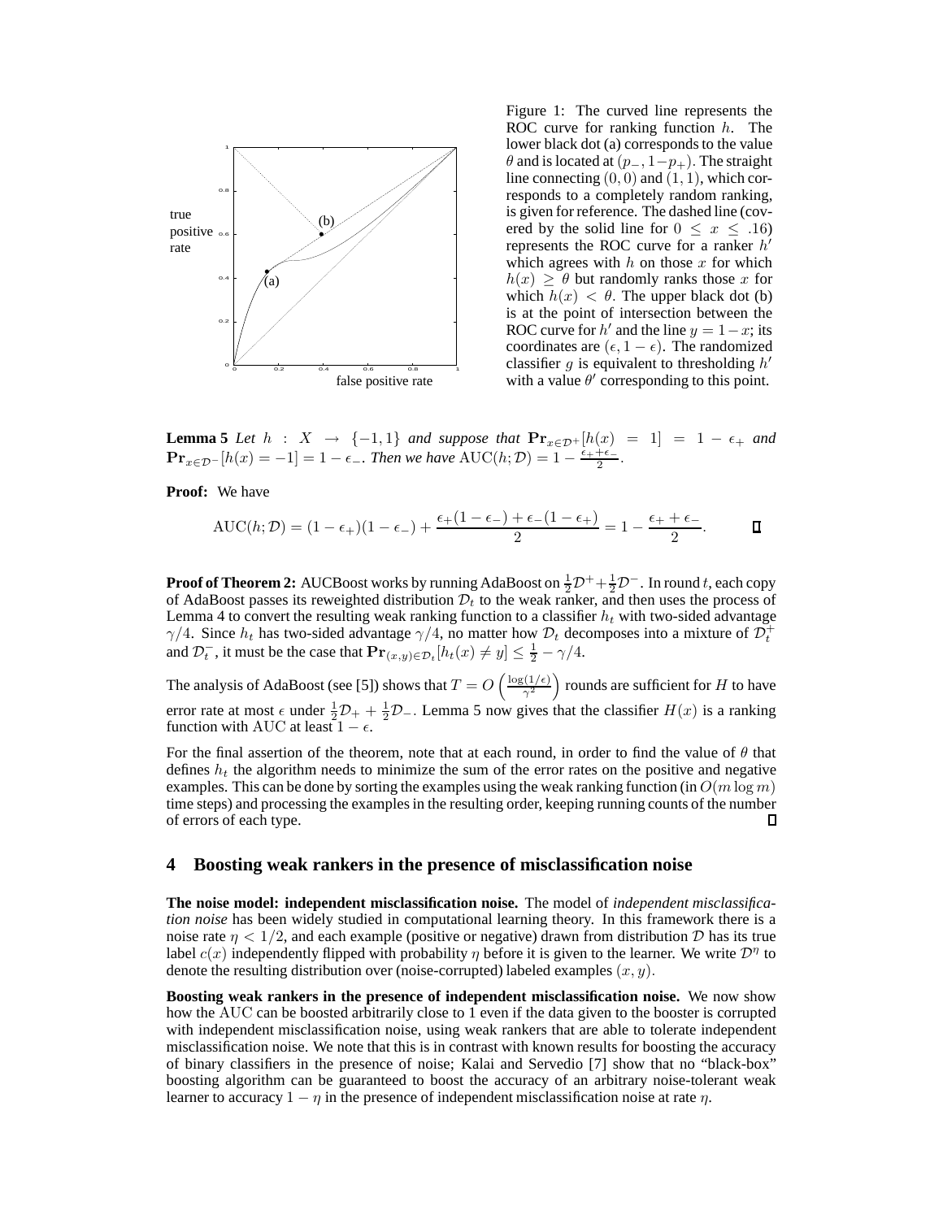Figure 1: The curved line represents the ROC curve for ranking function $h$. The lower black dot (a) corresponds to the value $\theta$ and is located at $(p_-, 1-p_+)$. The straight line connecting $(0,0)$ and $(1,1)$, which corresponds to a completely random ranking, is given for reference. The dashed line (covered by the solid line for $0 \leq x \leq .16$) represents the ROC curve for a ranker $h'$ which agrees with $h$ on those $x$ for which $h(x) \geq \theta$ but randomly ranks those $x$ for which $h(x) < \theta$. The upper black dot (b) is at the point of intersection between the ROC curve for $h'$ and the line $y = 1-x$; its coordinates are $(\epsilon, 1-\epsilon)$. The randomized classifier $g$ is equivalent to thresholding $h'$ with a value $\theta'$ corresponding to this point.

**Lemma 5** *Let $h : X \rightarrow \{-1, 1\}$ and suppose that $\mathbf{Pr}_{x \in \mathcal{D}^+}[h(x) = 1] = 1 - \epsilon_+$ and $\mathbf{Pr}_{x \in \mathcal{D}^-}[h(x) = -1] = 1 - \epsilon_-$. Then we have $\mathrm{AUC}(h; \mathcal{D}) = 1 - \frac{\epsilon_+ + \epsilon_-}{2}$.*

**Proof:** We have

$$\mathrm{AUC}(h; \mathcal{D}) = (1 - \epsilon_+)(1 - \epsilon_-) + \frac{\epsilon_+(1 - \epsilon_-) + \epsilon_-(1 - \epsilon_+)}{2} = 1 - \frac{\epsilon_+ + \epsilon_-}{2}. \qquad \square$$

**Proof of Theorem 2:** AUCBoost works by running AdaBoost on $\frac{1}{2}\mathcal{D}^+ + \frac{1}{2}\mathcal{D}^-$. In round $t$, each copy of AdaBoost passes its reweighted distribution $\mathcal{D}_t$ to the weak ranker, and then uses the process of Lemma 4 to convert the resulting weak ranking function to a classifier $h_t$ with two-sided advantage $\gamma/4$. Since $h_t$ has two-sided advantage $\gamma/4$, no matter how $\mathcal{D}_t$ decomposes into a mixture of $\mathcal{D}_t^+$ and $\mathcal{D}_t^-$, it must be the case that $\mathbf{Pr}_{(x,y) \in \mathcal{D}_t}[h_t(x) \neq y] \leq \frac{1}{2} - \gamma/4$.

The analysis of AdaBoost (see [5]) shows that $T = O\left(\frac{\log(1/\epsilon)}{\gamma^2}\right)$ rounds are sufficient for $H$ to have error rate at most $\epsilon$ under $\frac{1}{2}\mathcal{D}_+ + \frac{1}{2}\mathcal{D}_-$. Lemma 5 now gives that the classifier $H(x)$ is a ranking function with AUC at least $1 - \epsilon$.

For the final assertion of the theorem, note that at each round, in order to find the value of $\theta$ that defines $h_t$ the algorithm needs to minimize the sum of the error rates on the positive and negative examples. This can be done by sorting the examples using the weak ranking function (in $O(m \log m)$ time steps) and processing the examples in the resulting order, keeping running counts of the number of errors of each type. $\square$

## 4 Boosting weak rankers in the presence of misclassification noise

**The noise model: independent misclassification noise.** The model of *independent misclassification noise* has been widely studied in computational learning theory. In this framework there is a noise rate $\eta < 1/2$, and each example (positive or negative) drawn from distribution $\mathcal{D}$ has its true label $c(x)$ independently flipped with probability $\eta$ before it is given to the learner. We write $\mathcal{D}^\eta$ to denote the resulting distribution over (noise-corrupted) labeled examples $(x, y)$.

**Boosting weak rankers in the presence of independent misclassification noise.** We now show how the AUC can be boosted arbitrarily close to 1 even if the data given to the booster is corrupted with independent misclassification noise, using weak rankers that are able to tolerate independent misclassification noise. We note that this is in contrast with known results for boosting the accuracy of binary classifiers in the presence of noise; Kalai and Servedio [7] show that no "black-box" boosting algorithm can be guaranteed to boost the accuracy of an arbitrary noise-tolerant weak learner to accuracy $1 - \eta$ in the presence of independent misclassification noise at rate $\eta$.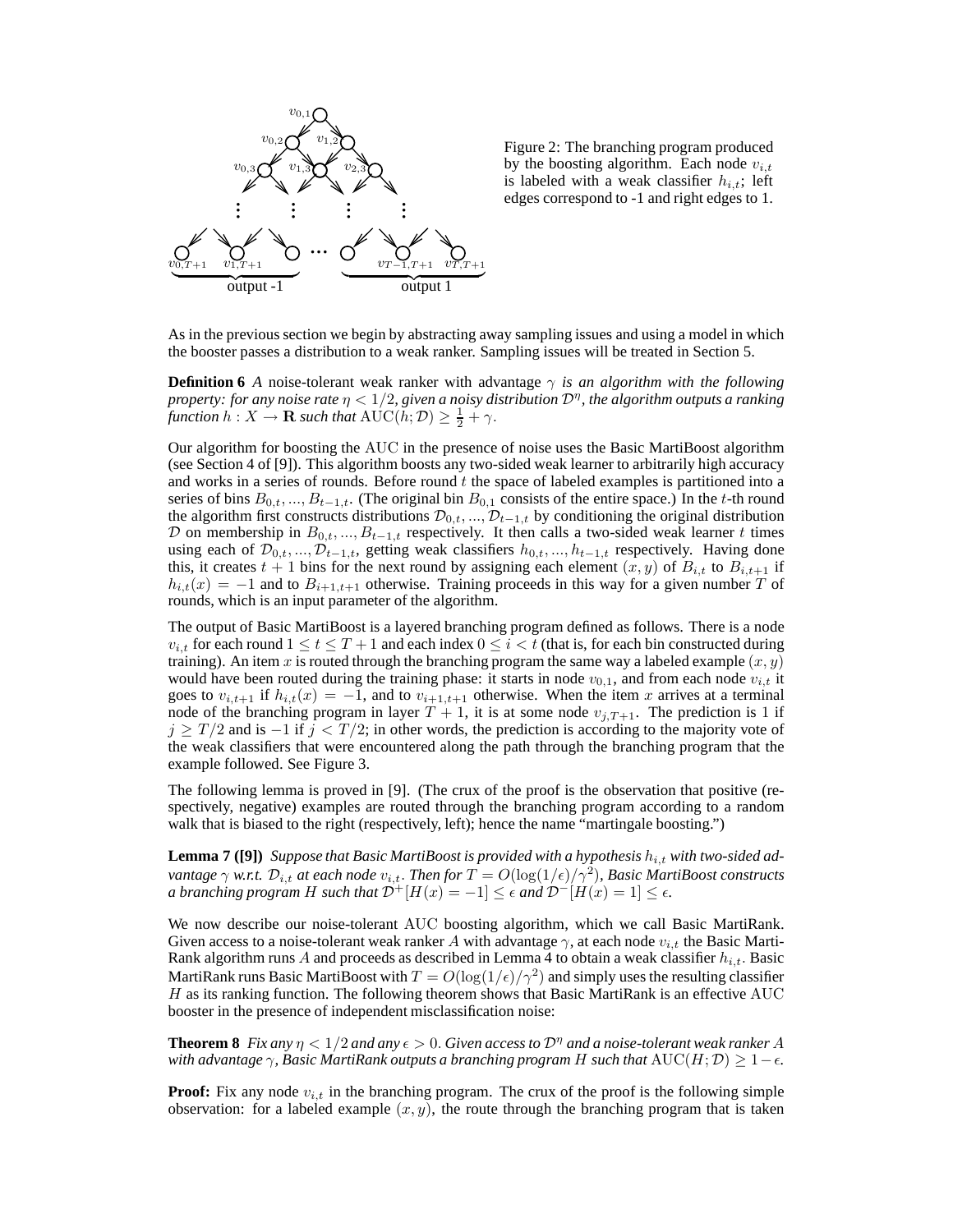Figure 2: The branching program produced by the boosting algorithm. Each node $v_{i,t}$ is labeled with a weak classifier $h_{i,t}$; left edges correspond to -1 and right edges to 1.

As in the previous section we begin by abstracting away sampling issues and using a model in which the booster passes a distribution to a weak ranker. Sampling issues will be treated in Section 5.

**Definition 6** *A noise-tolerant weak ranker with advantage $\gamma$ is an algorithm with the following property: for any noise rate $\eta < 1/2$, given a noisy distribution $\mathcal{D}^\eta$, the algorithm outputs a ranking function $h : X \to \mathbf{R}$ such that $\mathrm{AUC}(h; \mathcal{D}) \geq \frac{1}{2} + \gamma$.*

Our algorithm for boosting the AUC in the presence of noise uses the Basic MartiBoost algorithm (see Section 4 of [9]). This algorithm boosts any two-sided weak learner to arbitrarily high accuracy and works in a series of rounds. Before round $t$ the space of labeled examples is partitioned into a series of bins $B_{0,t}, ..., B_{t-1,t}$. (The original bin $B_{0,1}$ consists of the entire space.) In the $t$-th round the algorithm first constructs distributions $\mathcal{D}_{0,t}, ..., \mathcal{D}_{t-1,t}$ by conditioning the original distribution $\mathcal{D}$ on membership in $B_{0,t}, ..., B_{t-1,t}$ respectively. It then calls a two-sided weak learner $t$ times using each of $\mathcal{D}_{0,t}, ..., \mathcal{D}_{t-1,t}$, getting weak classifiers $h_{0,t}, ..., h_{t-1,t}$ respectively. Having done this, it creates $t+1$ bins for the next round by assigning each element $(x, y)$ of $B_{i,t}$ to $B_{i,t+1}$ if $h_{i,t}(x) = -1$ and to $B_{i+1,t+1}$ otherwise. Training proceeds in this way for a given number $T$ of rounds, which is an input parameter of the algorithm.

The output of Basic MartiBoost is a layered branching program defined as follows. There is a node $v_{i,t}$ for each round $1 \leq t \leq T+1$ and each index $0 \leq i < t$ (that is, for each bin constructed during training). An item $x$ is routed through the branching program the same way a labeled example $(x, y)$ would have been routed during the training phase: it starts in node $v_{0,1}$, and from each node $v_{i,t}$ it goes to $v_{i,t+1}$ if $h_{i,t}(x) = -1$, and to $v_{i+1,t+1}$ otherwise. When the item $x$ arrives at a terminal node of the branching program in layer $T+1$, it is at some node $v_{j,T+1}$. The prediction is 1 if $j \geq T/2$ and is $-1$ if $j < T/2$; in other words, the prediction is according to the majority vote of the weak classifiers that were encountered along the path through the branching program that the example followed. See Figure 3.

The following lemma is proved in [9]. (The crux of the proof is the observation that positive (respectively, negative) examples are routed through the branching program according to a random walk that is biased to the right (respectively, left); hence the name "martingale boosting.")

**Lemma 7 ([9])** *Suppose that Basic MartiBoost is provided with a hypothesis $h_{i,t}$ with two-sided advantage $\gamma$ w.r.t. $\mathcal{D}_{i,t}$ at each node $v_{i,t}$. Then for $T = O(\log(1/\epsilon)/\gamma^2)$, Basic MartiBoost constructs a branching program $H$ such that $\mathcal{D}^+[H(x) = -1] \leq \epsilon$ and $\mathcal{D}^-[H(x) = 1] \leq \epsilon$.*

We now describe our noise-tolerant AUC boosting algorithm, which we call Basic MartiRank. Given access to a noise-tolerant weak ranker $A$ with advantage $\gamma$, at each node $v_{i,t}$ the Basic MartiRank algorithm runs $A$ and proceeds as described in Lemma 4 to obtain a weak classifier $h_{i,t}$. Basic MartiRank runs Basic MartiBoost with $T = O(\log(1/\epsilon)/\gamma^2)$ and simply uses the resulting classifier $H$ as its ranking function. The following theorem shows that Basic MartiRank is an effective AUC booster in the presence of independent misclassification noise:

**Theorem 8** *Fix any $\eta < 1/2$ and any $\epsilon > 0$. Given access to $\mathcal{D}^\eta$ and a noise-tolerant weak ranker $A$ with advantage $\gamma$, Basic MartiRank outputs a branching program $H$ such that $\mathrm{AUC}(H; \mathcal{D}) \geq 1 - \epsilon$.*

**Proof:** Fix any node $v_{i,t}$ in the branching program. The crux of the proof is the following simple observation: for a labeled example $(x, y)$, the route through the branching program that is taken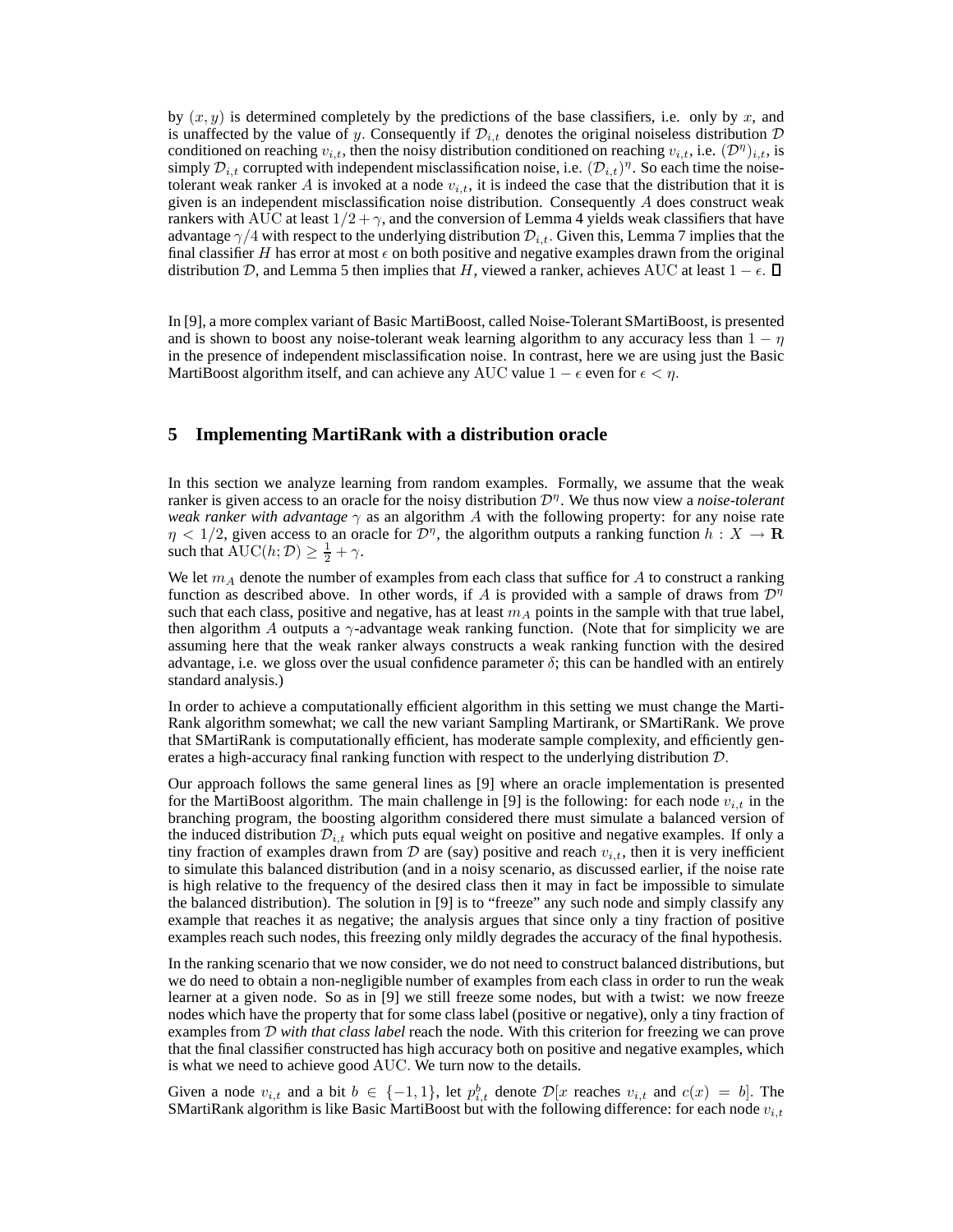by $(x, y)$ is determined completely by the predictions of the base classifiers, i.e. only by $x$, and is unaffected by the value of $y$. Consequently if $\mathcal{D}_{i,t}$ denotes the original noiseless distribution $\mathcal{D}$ conditioned on reaching $v_{i,t}$, then the noisy distribution conditioned on reaching $v_{i,t}$, i.e. $(\mathcal{D}^\eta)_{i,t}$, is simply $\mathcal{D}_{i,t}$ corrupted with independent misclassification noise, i.e. $(\mathcal{D}_{i,t})^\eta$. So each time the noise-tolerant weak ranker $A$ is invoked at a node $v_{i,t}$, it is indeed the case that the distribution that it is given is an independent misclassification noise distribution. Consequently $A$ does construct weak rankers with AUC at least $1/2 + \gamma$, and the conversion of Lemma 4 yields weak classifiers that have advantage $\gamma/4$ with respect to the underlying distribution $\mathcal{D}_{i,t}$. Given this, Lemma 7 implies that the final classifier $H$ has error at most $\epsilon$ on both positive and negative examples drawn from the original distribution $\mathcal{D}$, and Lemma 5 then implies that $H$, viewed a ranker, achieves AUC at least $1 - \epsilon$. □

In [9], a more complex variant of Basic MartiBoost, called Noise-Tolerant SMartiBoost, is presented and is shown to boost any noise-tolerant weak learning algorithm to any accuracy less than $1 - \eta$ in the presence of independent misclassification noise. In contrast, here we are using just the Basic MartiBoost algorithm itself, and can achieve any AUC value $1 - \epsilon$ even for $\epsilon < \eta$.

## 5 Implementing MartiRank with a distribution oracle

In this section we analyze learning from random examples. Formally, we assume that the weak ranker is given access to an oracle for the noisy distribution $\mathcal{D}^\eta$. We thus now view a *noise-tolerant weak ranker with advantage* $\gamma$ as an algorithm $A$ with the following property: for any noise rate $\eta < 1/2$, given access to an oracle for $\mathcal{D}^\eta$, the algorithm outputs a ranking function $h : X \rightarrow \mathbf{R}$ such that $\text{AUC}(h; \mathcal{D}) \geq \frac{1}{2} + \gamma$.

We let $m_A$ denote the number of examples from each class that suffice for $A$ to construct a ranking function as described above. In other words, if $A$ is provided with a sample of draws from $\mathcal{D}^\eta$ such that each class, positive and negative, has at least $m_A$ points in the sample with that true label, then algorithm $A$ outputs a $\gamma$-advantage weak ranking function. (Note that for simplicity we are assuming here that the weak ranker always constructs a weak ranking function with the desired advantage, i.e. we gloss over the usual confidence parameter $\delta$; this can be handled with an entirely standard analysis.)

In order to achieve a computationally efficient algorithm in this setting we must change the MartiRank algorithm somewhat; we call the new variant Sampling Martirank, or SMartiRank. We prove that SMartiRank is computationally efficient, has moderate sample complexity, and efficiently generates a high-accuracy final ranking function with respect to the underlying distribution $\mathcal{D}$.

Our approach follows the same general lines as [9] where an oracle implementation is presented for the MartiBoost algorithm. The main challenge in [9] is the following: for each node $v_{i,t}$ in the branching program, the boosting algorithm considered there must simulate a balanced version of the induced distribution $\mathcal{D}_{i,t}$ which puts equal weight on positive and negative examples. If only a tiny fraction of examples drawn from $\mathcal{D}$ are (say) positive and reach $v_{i,t}$, then it is very inefficient to simulate this balanced distribution (and in a noisy scenario, as discussed earlier, if the noise rate is high relative to the frequency of the desired class then it may in fact be impossible to simulate the balanced distribution). The solution in [9] is to "freeze" any such node and simply classify any example that reaches it as negative; the analysis argues that since only a tiny fraction of positive examples reach such nodes, this freezing only mildly degrades the accuracy of the final hypothesis.

In the ranking scenario that we now consider, we do not need to construct balanced distributions, but we do need to obtain a non-negligible number of examples from each class in order to run the weak learner at a given node. So as in [9] we still freeze some nodes, but with a twist: we now freeze nodes which have the property that for some class label (positive or negative), only a tiny fraction of examples from $\mathcal{D}$ *with that class label* reach the node. With this criterion for freezing we can prove that the final classifier constructed has high accuracy both on positive and negative examples, which is what we need to achieve good AUC. We turn now to the details.

Given a node $v_{i,t}$ and a bit $b \in \{-1, 1\}$, let $p^b_{i,t}$ denote $\mathcal{D}[x \text{ reaches } v_{i,t} \text{ and } c(x) = b]$. The SMartiRank algorithm is like Basic MartiBoost but with the following difference: for each node $v_{i,t}$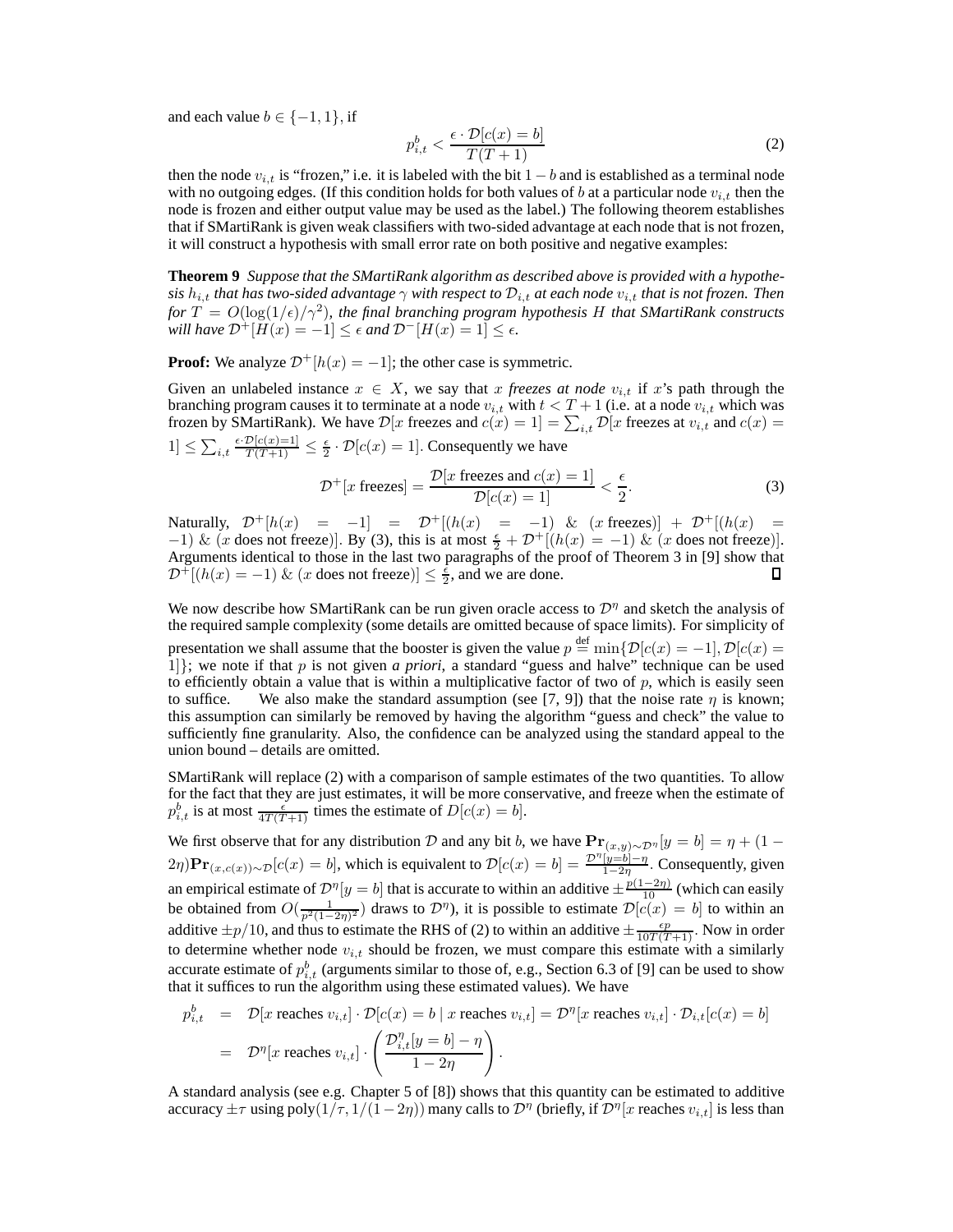and each value $b \in \{-1, 1\}$, if

$$p^b_{i,t} < \frac{\epsilon \cdot \mathcal{D}[c(x) = b]}{T(T+1)} \tag{2}$$

then the node $v_{i,t}$ is "frozen," i.e. it is labeled with the bit $1 - b$ and is established as a terminal node with no outgoing edges. (If this condition holds for both values of $b$ at a particular node $v_{i,t}$ then the node is frozen and either output value may be used as the label.) The following theorem establishes that if SMartiRank is given weak classifiers with two-sided advantage at each node that is not frozen, it will construct a hypothesis with small error rate on both positive and negative examples:

**Theorem 9** *Suppose that the SMartiRank algorithm as described above is provided with a hypothesis $h_{i,t}$ that has two-sided advantage $\gamma$ with respect to $\mathcal{D}_{i,t}$ at each node $v_{i,t}$ that is not frozen. Then for $T = O(\log(1/\epsilon)/\gamma^2)$, the final branching program hypothesis $H$ that SMartiRank constructs will have $\mathcal{D}^+[H(x) = -1] \leq \epsilon$ and $\mathcal{D}^-[H(x) = 1] \leq \epsilon$.*

**Proof:** We analyze $\mathcal{D}^+[h(x) = -1]$; the other case is symmetric.

Given an unlabeled instance $x \in X$, we say that $x$ *freezes at node* $v_{i,t}$ if $x$'s path through the branching program causes it to terminate at a node $v_{i,t}$ with $t < T + 1$ (i.e. at a node $v_{i,t}$ which was frozen by SMartiRank). We have $\mathcal{D}[x \text{ freezes and } c(x) = 1] = \sum_{i,t} \mathcal{D}[x \text{ freezes at } v_{i,t} \text{ and } c(x) = 1] \leq \sum_{i,t} \frac{\epsilon \cdot \mathcal{D}[c(x)=1]}{T(T+1)} \leq \frac{\epsilon}{2} \cdot \mathcal{D}[c(x) = 1]$. Consequently we have

$$\mathcal{D}^+[x \text{ freezes}] = \frac{\mathcal{D}[x \text{ freezes and } c(x) = 1]}{\mathcal{D}[c(x) = 1]} < \frac{\epsilon}{2}. \tag{3}$$

Naturally, $\mathcal{D}^+[h(x) = -1] = \mathcal{D}^+[(h(x) = -1) \ \& \ (x \text{ freezes})] + \mathcal{D}^+[(h(x) = -1) \ \& \ (x \text{ does not freeze})]$. By (3), this is at most $\frac{\epsilon}{2} + \mathcal{D}^+[(h(x) = -1) \ \& \ (x \text{ does not freeze})]$. Arguments identical to those in the last two paragraphs of the proof of Theorem 3 in [9] show that $\mathcal{D}^+[(h(x) = -1) \ \& \ (x \text{ does not freeze})] \leq \frac{\epsilon}{2}$, and we are done. ∎

We now describe how SMartiRank can be run given oracle access to $\mathcal{D}^\eta$ and sketch the analysis of the required sample complexity (some details are omitted because of space limits). For simplicity of presentation we shall assume that the booster is given the value $p \overset{\text{def}}{=} \min\{\mathcal{D}[c(x) = -1], \mathcal{D}[c(x) = 1]\}$; we note if that $p$ is not given *a priori,* a standard "guess and halve" technique can be used to efficiently obtain a value that is within a multiplicative factor of two of $p$, which is easily seen to suffice. We also make the standard assumption (see [7, 9]) that the noise rate $\eta$ is known; this assumption can similarly be removed by having the algorithm "guess and check" the value to sufficiently fine granularity. Also, the confidence can be analyzed using the standard appeal to the union bound – details are omitted.

SMartiRank will replace (2) with a comparison of sample estimates of the two quantities. To allow for the fact that they are just estimates, it will be more conservative, and freeze when the estimate of $p^b_{i,t}$ is at most $\frac{\epsilon}{4T(T+1)}$ times the estimate of $D[c(x) = b]$.

We first observe that for any distribution $\mathcal{D}$ and any bit $b$, we have $\mathbf{Pr}_{(x,y)\sim\mathcal{D}^\eta}[y = b] = \eta + (1 - 2\eta)\mathbf{Pr}_{(x,c(x))\sim\mathcal{D}}[c(x) = b]$, which is equivalent to $\mathcal{D}[c(x) = b] = \frac{\mathcal{D}^\eta[y=b]-\eta}{1-2\eta}$. Consequently, given an empirical estimate of $\mathcal{D}^\eta[y = b]$ that is accurate to within an additive $\pm\frac{p(1-2\eta)}{10}$ (which can easily be obtained from $O(\frac{1}{p^2(1-2\eta)^2})$ draws to $\mathcal{D}^\eta$), it is possible to estimate $\mathcal{D}[c(x) = b]$ to within an additive $\pm p/10$, and thus to estimate the RHS of (2) to within an additive $\pm\frac{\epsilon p}{10T(T+1)}$. Now in order to determine whether node $v_{i,t}$ should be frozen, we must compare this estimate with a similarly accurate estimate of $p^b_{i,t}$ (arguments similar to those of, e.g., Section 6.3 of [9] can be used to show that it suffices to run the algorithm using these estimated values). We have

$$\begin{aligned}
p^b_{i,t} &= \mathcal{D}[x \text{ reaches } v_{i,t}] \cdot \mathcal{D}[c(x) = b \mid x \text{ reaches } v_{i,t}] = \mathcal{D}^\eta[x \text{ reaches } v_{i,t}] \cdot \mathcal{D}_{i,t}[c(x) = b] \\
&= \mathcal{D}^\eta[x \text{ reaches } v_{i,t}] \cdot \left(\frac{\mathcal{D}^\eta_{i,t}[y = b] - \eta}{1 - 2\eta}\right).
\end{aligned}$$

A standard analysis (see e.g. Chapter 5 of [8]) shows that this quantity can be estimated to additive accuracy $\pm\tau$ using $\text{poly}(1/\tau, 1/(1-2\eta))$ many calls to $\mathcal{D}^\eta$ (briefly, if $\mathcal{D}^\eta[x \text{ reaches } v_{i,t}]$ is less than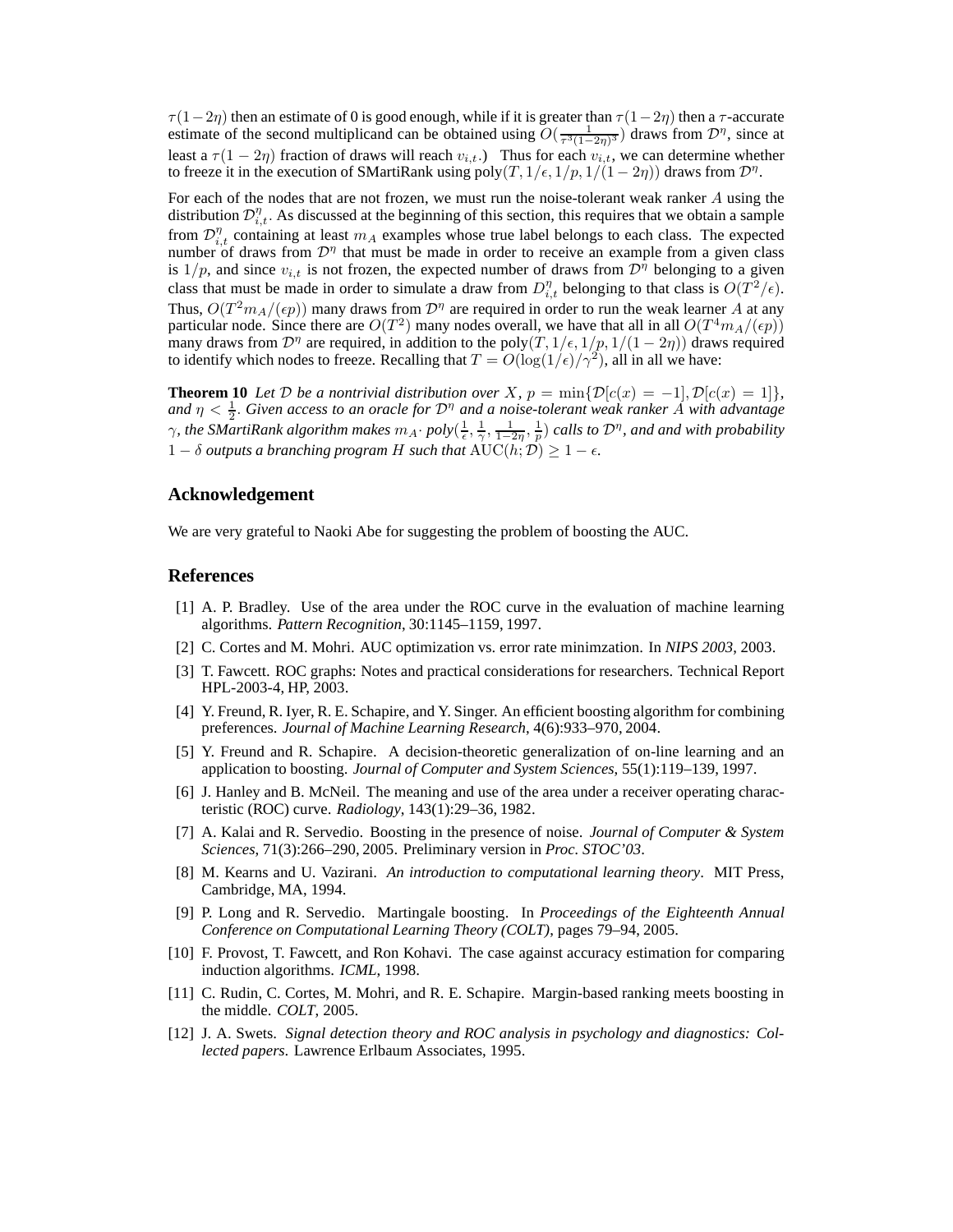$\tau(1-2\eta)$ then an estimate of 0 is good enough, while if it is greater than $\tau(1-2\eta)$ then a $\tau$-accurate estimate of the second multiplicand can be obtained using $O(\frac{1}{\tau^3(1-2\eta)^3})$ draws from $\mathcal{D}^\eta$, since at least a $\tau(1-2\eta)$ fraction of draws will reach $v_{i,t}$.) Thus for each $v_{i,t}$, we can determine whether to freeze it in the execution of SMartiRank using poly$(T, 1/\epsilon, 1/p, 1/(1-2\eta))$ draws from $\mathcal{D}^\eta$.

For each of the nodes that are not frozen, we must run the noise-tolerant weak ranker $A$ using the distribution $\mathcal{D}^\eta_{i,t}$. As discussed at the beginning of this section, this requires that we obtain a sample from $\mathcal{D}^\eta_{i,t}$ containing at least $m_A$ examples whose true label belongs to each class. The expected number of draws from $\mathcal{D}^\eta$ that must be made in order to receive an example from a given class is $1/p$, and since $v_{i,t}$ is not frozen, the expected number of draws from $\mathcal{D}^\eta$ belonging to a given class that must be made in order to simulate a draw from $D^\eta_{i,t}$ belonging to that class is $O(T^2/\epsilon)$. Thus, $O(T^2 m_A/(\epsilon p))$ many draws from $\mathcal{D}^\eta$ are required in order to run the weak learner $A$ at any particular node. Since there are $O(T^2)$ many nodes overall, we have that all in all $O(T^4 m_A/(\epsilon p))$ many draws from $\mathcal{D}^\eta$ are required, in addition to the poly$(T, 1/\epsilon, 1/p, 1/(1-2\eta))$ draws required to identify which nodes to freeze. Recalling that $T = O(\log(1/\epsilon)/\gamma^2)$, all in all we have:

**Theorem 10** *Let $\mathcal{D}$ be a nontrivial distribution over $X$, $p = \min\{\mathcal{D}[c(x) = -1], \mathcal{D}[c(x) = 1]\}$, and $\eta < \frac{1}{2}$. Given access to an oracle for $\mathcal{D}^\eta$ and a noise-tolerant weak ranker $A$ with advantage $\gamma$, the SMartiRank algorithm makes $m_A \cdot$ poly$(\frac{1}{\epsilon}, \frac{1}{\gamma}, \frac{1}{1-2\eta}, \frac{1}{p})$ calls to $\mathcal{D}^\eta$, and and with probability $1-\delta$ outputs a branching program $H$ such that $\mathrm{AUC}(h; \mathcal{D}) \geq 1-\epsilon$.*

## Acknowledgement

We are very grateful to Naoki Abe for suggesting the problem of boosting the AUC.

## References

[1] A. P. Bradley. Use of the area under the ROC curve in the evaluation of machine learning algorithms. *Pattern Recognition*, 30:1145–1159, 1997.

[2] C. Cortes and M. Mohri. AUC optimization vs. error rate minimzation. In *NIPS 2003*, 2003.

[3] T. Fawcett. ROC graphs: Notes and practical considerations for researchers. Technical Report HPL-2003-4, HP, 2003.

[4] Y. Freund, R. Iyer, R. E. Schapire, and Y. Singer. An efficient boosting algorithm for combining preferences. *Journal of Machine Learning Research*, 4(6):933–970, 2004.

[5] Y. Freund and R. Schapire. A decision-theoretic generalization of on-line learning and an application to boosting. *Journal of Computer and System Sciences*, 55(1):119–139, 1997.

[6] J. Hanley and B. McNeil. The meaning and use of the area under a receiver operating characteristic (ROC) curve. *Radiology*, 143(1):29–36, 1982.

[7] A. Kalai and R. Servedio. Boosting in the presence of noise. *Journal of Computer & System Sciences*, 71(3):266–290, 2005. Preliminary version in *Proc. STOC'03*.

[8] M. Kearns and U. Vazirani. *An introduction to computational learning theory*. MIT Press, Cambridge, MA, 1994.

[9] P. Long and R. Servedio. Martingale boosting. In *Proceedings of the Eighteenth Annual Conference on Computational Learning Theory (COLT)*, pages 79–94, 2005.

[10] F. Provost, T. Fawcett, and Ron Kohavi. The case against accuracy estimation for comparing induction algorithms. *ICML*, 1998.

[11] C. Rudin, C. Cortes, M. Mohri, and R. E. Schapire. Margin-based ranking meets boosting in the middle. *COLT*, 2005.

[12] J. A. Swets. *Signal detection theory and ROC analysis in psychology and diagnostics: Collected papers*. Lawrence Erlbaum Associates, 1995.